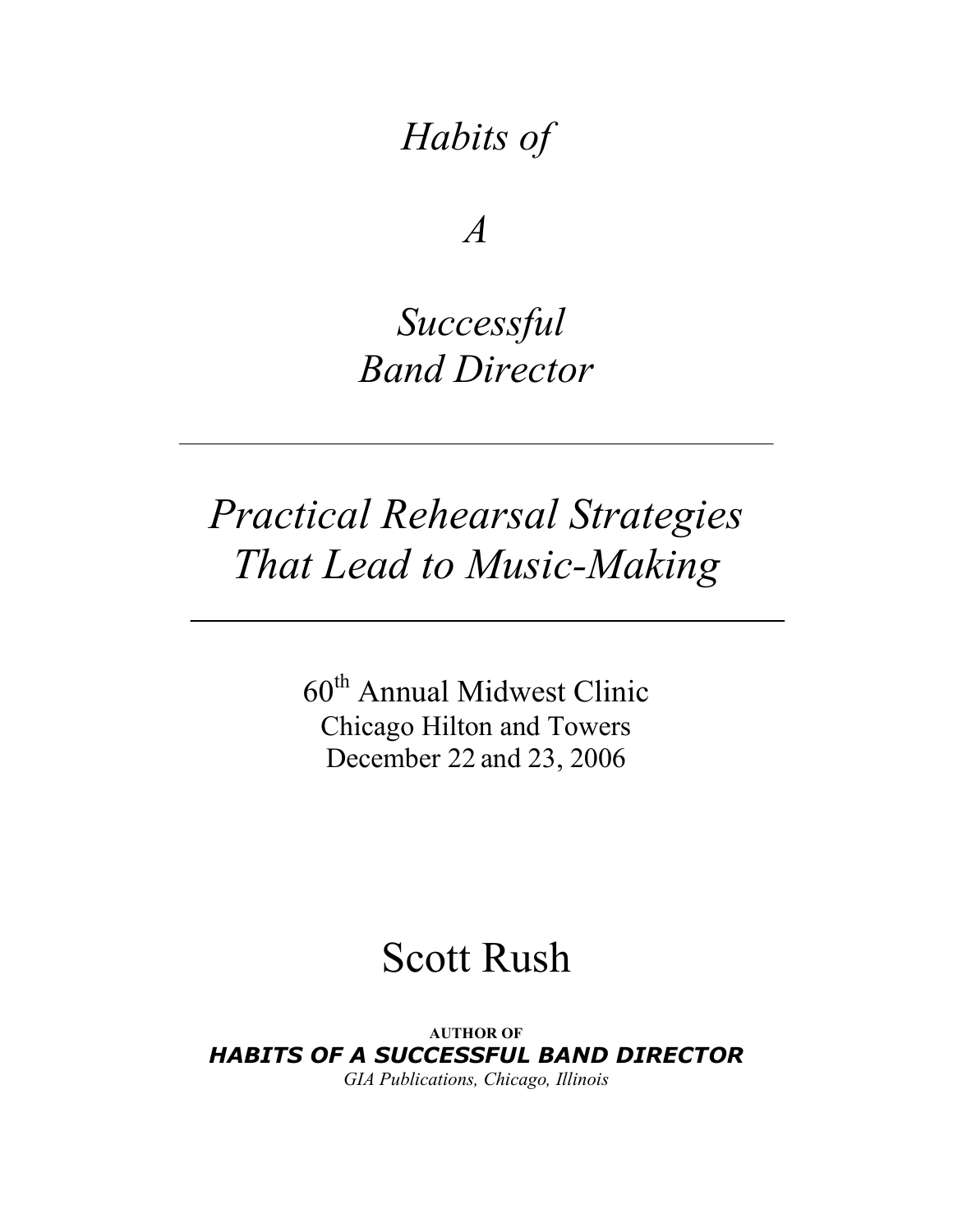# *Habits of*

# *A*

# *Successful Band Director*

---

## *Practical Rehearsal Strategies That Lead to Music-Making*

---

60th Annual Midwest Clinic
Chicago Hilton and Towers
December 22 and 23, 2006

# Scott Rush

**AUTHOR OF**
***HABITS OF A SUCCESSFUL BAND DIRECTOR***
*GIA Publications, Chicago, Illinois*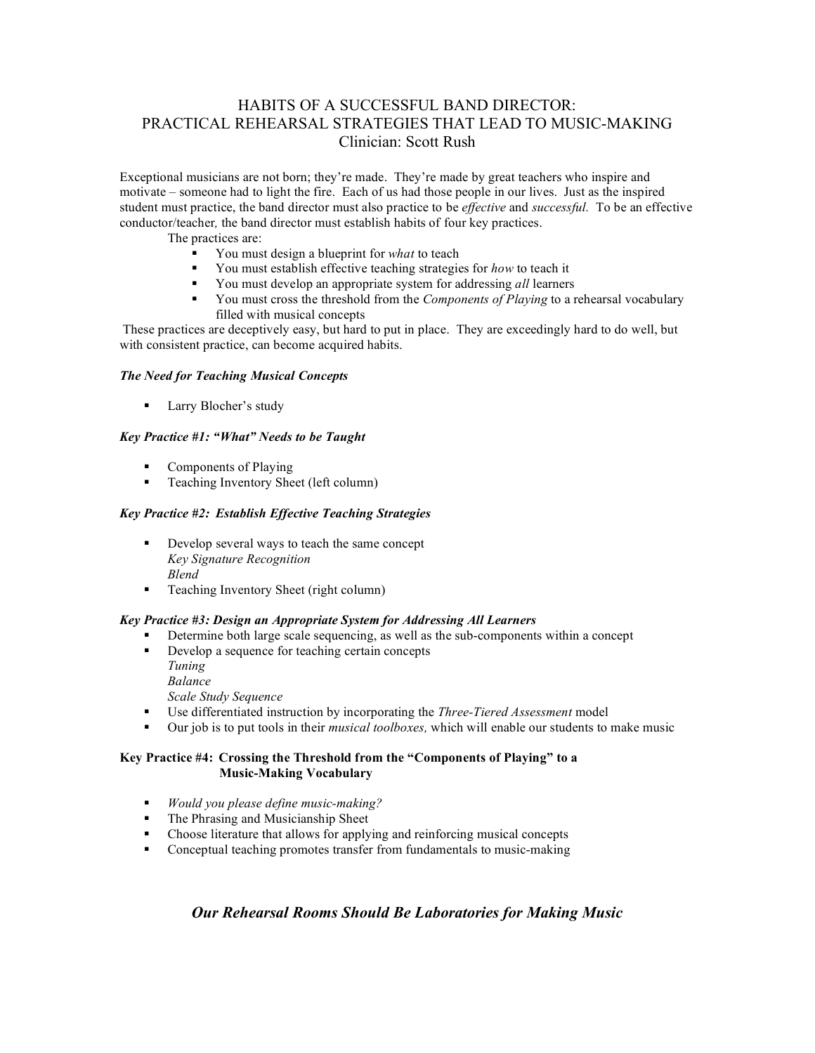# HABITS OF A SUCCESSFUL BAND DIRECTOR:
# PRACTICAL REHEARSAL STRATEGIES THAT LEAD TO MUSIC-MAKING

Clinician: Scott Rush

Exceptional musicians are not born; they're made. They're made by great teachers who inspire and motivate – someone had to light the fire. Each of us had those people in our lives. Just as the inspired student must practice, the band director must also practice to be *effective* and *successful.* To be an effective conductor/teacher*,* the band director must establish habits of four key practices.

The practices are:

- You must design a blueprint for *what* to teach
- You must establish effective teaching strategies for *how* to teach it
- You must develop an appropriate system for addressing *all* learners
- You must cross the threshold from the *Components of Playing* to a rehearsal vocabulary filled with musical concepts

These practices are deceptively easy, but hard to put in place. They are exceedingly hard to do well, but with consistent practice, can become acquired habits.

***The Need for Teaching Musical Concepts***

- Larry Blocher's study

***Key Practice #1: "What" Needs to be Taught***

- Components of Playing
- Teaching Inventory Sheet (left column)

***Key Practice #2: Establish Effective Teaching Strategies***

- Develop several ways to teach the same concept
  - *Key Signature Recognition*
  - *Blend*
- Teaching Inventory Sheet (right column)

***Key Practice #3: Design an Appropriate System for Addressing All Learners***

- Determine both large scale sequencing, as well as the sub-components within a concept
- Develop a sequence for teaching certain concepts
  - *Tuning*
  - *Balance*
  - *Scale Study Sequence*
- Use differentiated instruction by incorporating the *Three-Tiered Assessment* model
- Our job is to put tools in their *musical toolboxes,* which will enable our students to make music

**Key Practice #4: Crossing the Threshold from the "Components of Playing" to a Music-Making Vocabulary**

- *Would you please define music-making?*
- The Phrasing and Musicianship Sheet
- Choose literature that allows for applying and reinforcing musical concepts
- Conceptual teaching promotes transfer from fundamentals to music-making

***Our Rehearsal Rooms Should Be Laboratories for Making Music***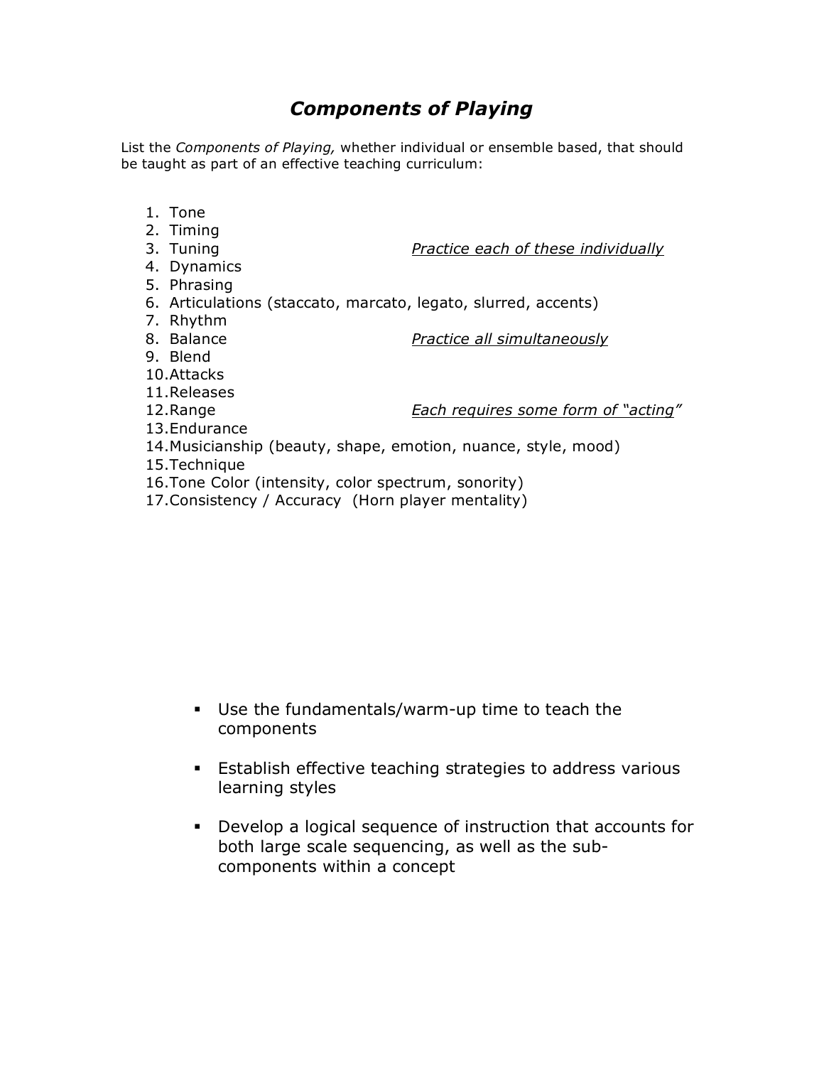# *Components of Playing*

List the *Components of Playing,* whether individual or ensemble based, that should be taught as part of an effective teaching curriculum:

1. Tone
2. Timing
3. Tuning — *<u>Practice each of these individually</u>*
4. Dynamics
5. Phrasing
6. Articulations (staccato, marcato, legato, slurred, accents)
7. Rhythm
8. Balance — *<u>Practice all simultaneously</u>*
9. Blend
10. Attacks
11. Releases
12. Range — *<u>Each requires some form of "acting"</u>*
13. Endurance
14. Musicianship (beauty, shape, emotion, nuance, style, mood)
15. Technique
16. Tone Color (intensity, color spectrum, sonority)
17. Consistency / Accuracy (Horn player mentality)

- Use the fundamentals/warm-up time to teach the components
- Establish effective teaching strategies to address various learning styles
- Develop a logical sequence of instruction that accounts for both large scale sequencing, as well as the sub-components within a concept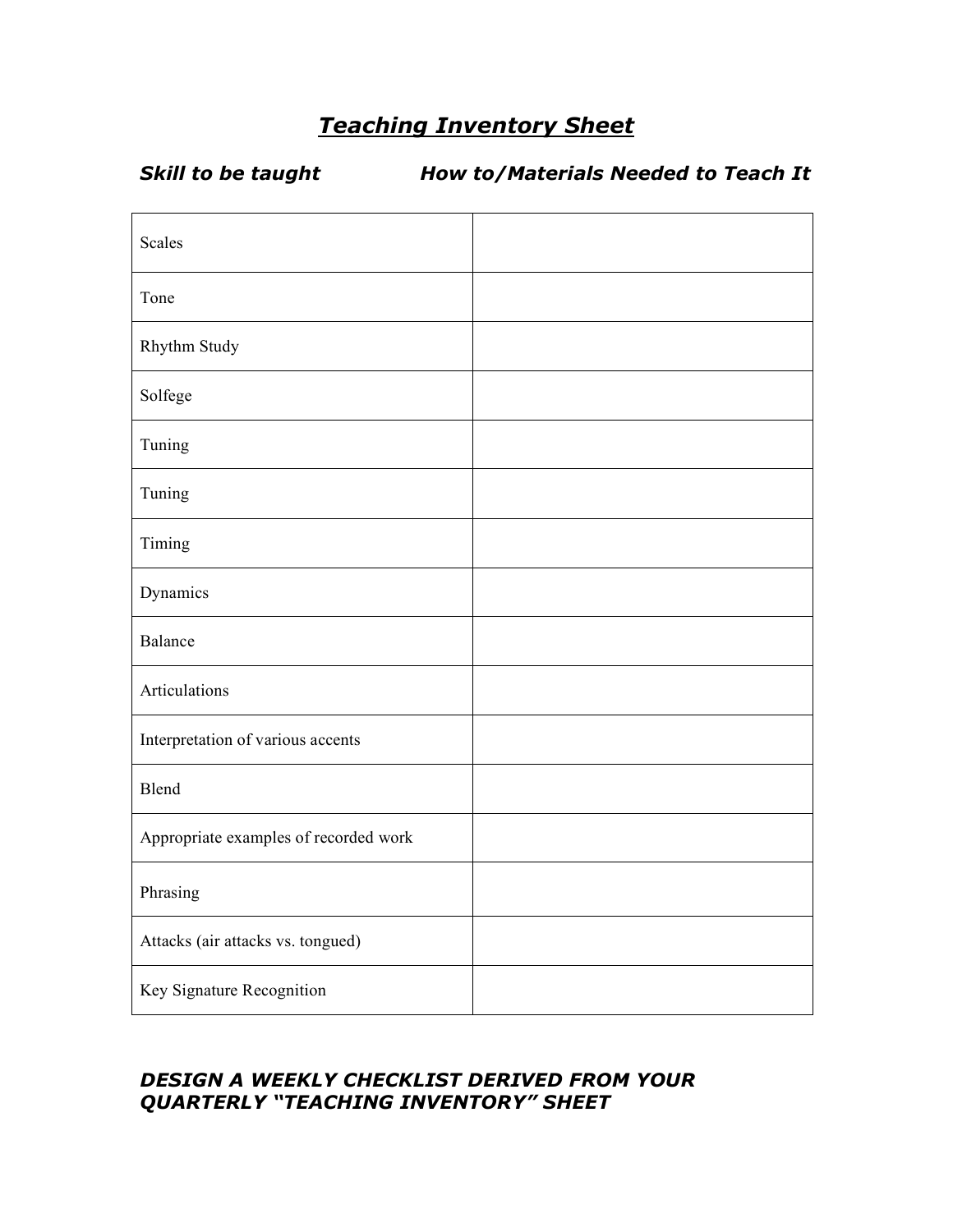# ***Teaching Inventory Sheet***

| ***Skill to be taught*** | ***How to/Materials Needed to Teach It*** |
|---|---|
| Scales | |
| Tone | |
| Rhythm Study | |
| Solfege | |
| Tuning | |
| Tuning | |
| Timing | |
| Dynamics | |
| Balance | |
| Articulations | |
| Interpretation of various accents | |
| Blend | |
| Appropriate examples of recorded work | |
| Phrasing | |
| Attacks (air attacks vs. tongued) | |
| Key Signature Recognition | |

***DESIGN A WEEKLY CHECKLIST DERIVED FROM YOUR QUARTERLY "TEACHING INVENTORY" SHEET***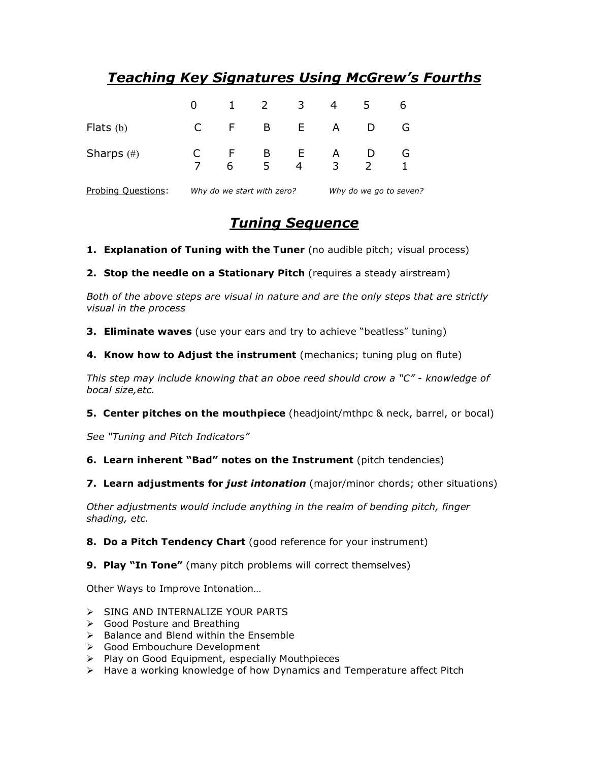# ***Teaching Key Signatures Using McGrew's Fourths***

| | 0 | 1 | 2 | 3 | 4 | 5 | 6 |
|---|---|---|---|---|---|---|---|
| Flats (b) | C | F | B | E | A | D | G |
| Sharps (#) | C | F | B | E | A | D | G |
| | 7 | 6 | 5 | 4 | 3 | 2 | 1 |

Probing Questions: *Why do we start with zero?* *Why do we go to seven?*

# ***Tuning Sequence***

1. **Explanation of Tuning with the Tuner** (no audible pitch; visual process)

2. **Stop the needle on a Stationary Pitch** (requires a steady airstream)

*Both of the above steps are visual in nature and are the only steps that are strictly visual in the process*

3. **Eliminate waves** (use your ears and try to achieve "beatless" tuning)

4. **Know how to Adjust the instrument** (mechanics; tuning plug on flute)

*This step may include knowing that an oboe reed should crow a "C" - knowledge of bocal size,etc.*

5. **Center pitches on the mouthpiece** (headjoint/mthpc & neck, barrel, or bocal)

*See "Tuning and Pitch Indicators"*

6. **Learn inherent "Bad" notes on the Instrument** (pitch tendencies)

7. **Learn adjustments for *just intonation*** (major/minor chords; other situations)

*Other adjustments would include anything in the realm of bending pitch, finger shading, etc.*

8. **Do a Pitch Tendency Chart** (good reference for your instrument)

9. **Play "In Tone"** (many pitch problems will correct themselves)

Other Ways to Improve Intonation…

- SING AND INTERNALIZE YOUR PARTS
- Good Posture and Breathing
- Balance and Blend within the Ensemble
- Good Embouchure Development
- Play on Good Equipment, especially Mouthpieces
- Have a working knowledge of how Dynamics and Temperature affect Pitch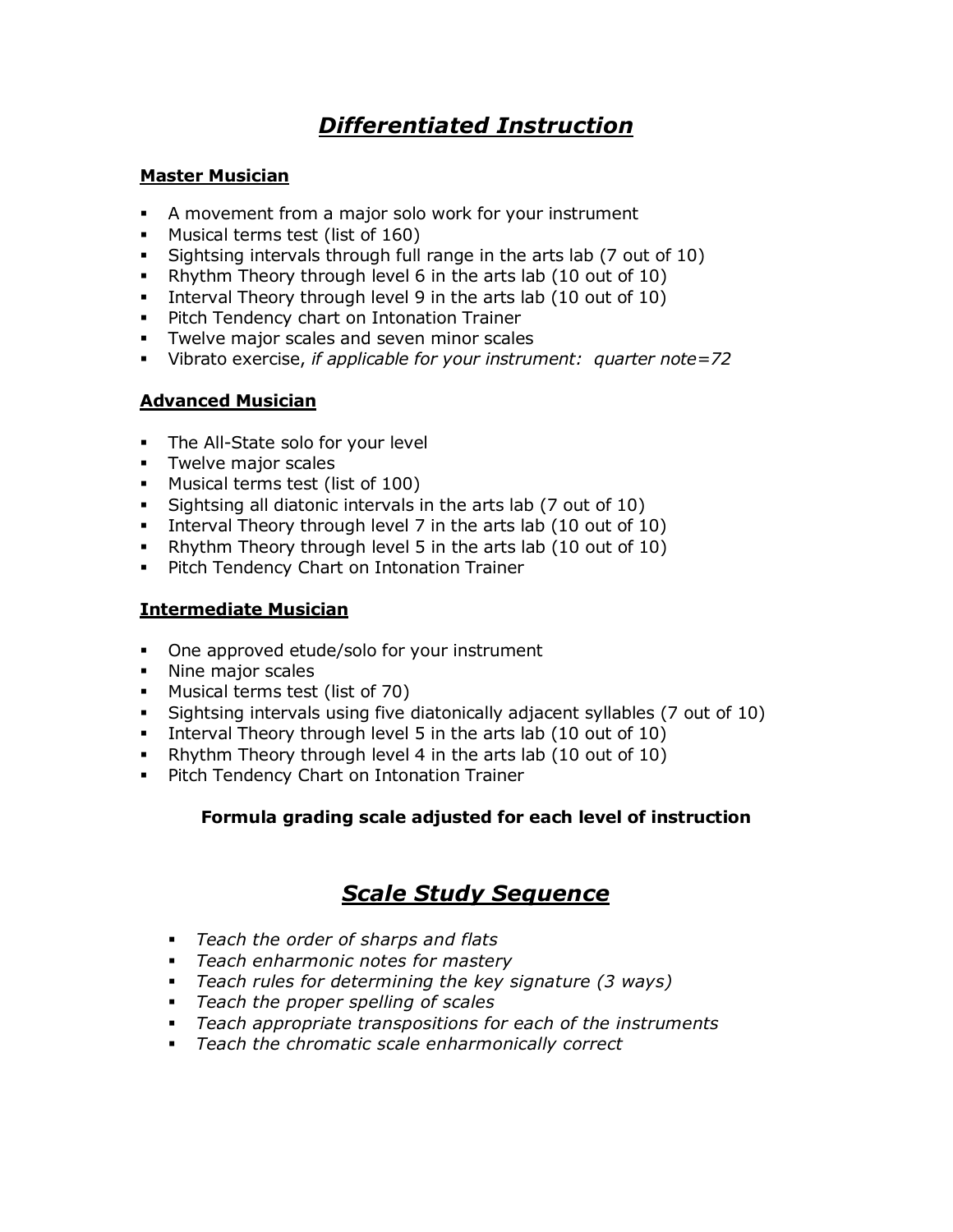# ***Differentiated Instruction***

**Master Musician**

- A movement from a major solo work for your instrument
- Musical terms test (list of 160)
- Sightsing intervals through full range in the arts lab (7 out of 10)
- Rhythm Theory through level 6 in the arts lab (10 out of 10)
- Interval Theory through level 9 in the arts lab (10 out of 10)
- Pitch Tendency chart on Intonation Trainer
- Twelve major scales and seven minor scales
- Vibrato exercise, *if applicable for your instrument: quarter note=72*

**Advanced Musician**

- The All-State solo for your level
- Twelve major scales
- Musical terms test (list of 100)
- Sightsing all diatonic intervals in the arts lab (7 out of 10)
- Interval Theory through level 7 in the arts lab (10 out of 10)
- Rhythm Theory through level 5 in the arts lab (10 out of 10)
- Pitch Tendency Chart on Intonation Trainer

**Intermediate Musician**

- One approved etude/solo for your instrument
- Nine major scales
- Musical terms test (list of 70)
- Sightsing intervals using five diatonically adjacent syllables (7 out of 10)
- Interval Theory through level 5 in the arts lab (10 out of 10)
- Rhythm Theory through level 4 in the arts lab (10 out of 10)
- Pitch Tendency Chart on Intonation Trainer

**Formula grading scale adjusted for each level of instruction**

# ***Scale Study Sequence***

- *Teach the order of sharps and flats*
- *Teach enharmonic notes for mastery*
- *Teach rules for determining the key signature (3 ways)*
- *Teach the proper spelling of scales*
- *Teach appropriate transpositions for each of the instruments*
- *Teach the chromatic scale enharmonically correct*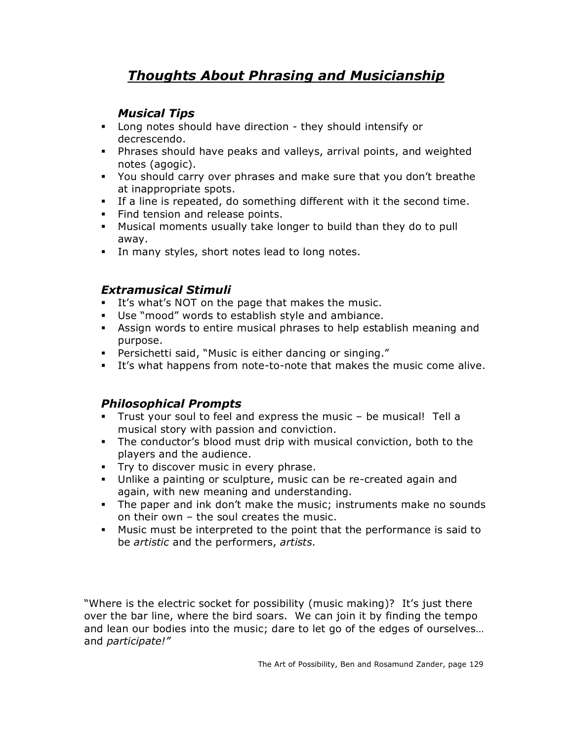# ***Thoughts About Phrasing and Musicianship***

### *Musical Tips*

- Long notes should have direction - they should intensify or decrescendo.
- Phrases should have peaks and valleys, arrival points, and weighted notes (agogic).
- You should carry over phrases and make sure that you don't breathe at inappropriate spots.
- If a line is repeated, do something different with it the second time.
- Find tension and release points.
- Musical moments usually take longer to build than they do to pull away.
- In many styles, short notes lead to long notes.

### *Extramusical Stimuli*

- It's what's NOT on the page that makes the music.
- Use "mood" words to establish style and ambiance.
- Assign words to entire musical phrases to help establish meaning and purpose.
- Persichetti said, "Music is either dancing or singing."
- It's what happens from note-to-note that makes the music come alive.

### *Philosophical Prompts*

- Trust your soul to feel and express the music – be musical! Tell a musical story with passion and conviction.
- The conductor's blood must drip with musical conviction, both to the players and the audience.
- Try to discover music in every phrase.
- Unlike a painting or sculpture, music can be re-created again and again, with new meaning and understanding.
- The paper and ink don't make the music; instruments make no sounds on their own – the soul creates the music.
- Music must be interpreted to the point that the performance is said to be *artistic* and the performers, *artists.*

"Where is the electric socket for possibility (music making)? It's just there over the bar line, where the bird soars. We can join it by finding the tempo and lean our bodies into the music; dare to let go of the edges of ourselves… and *participate!"*

The Art of Possibility, Ben and Rosamund Zander, page 129